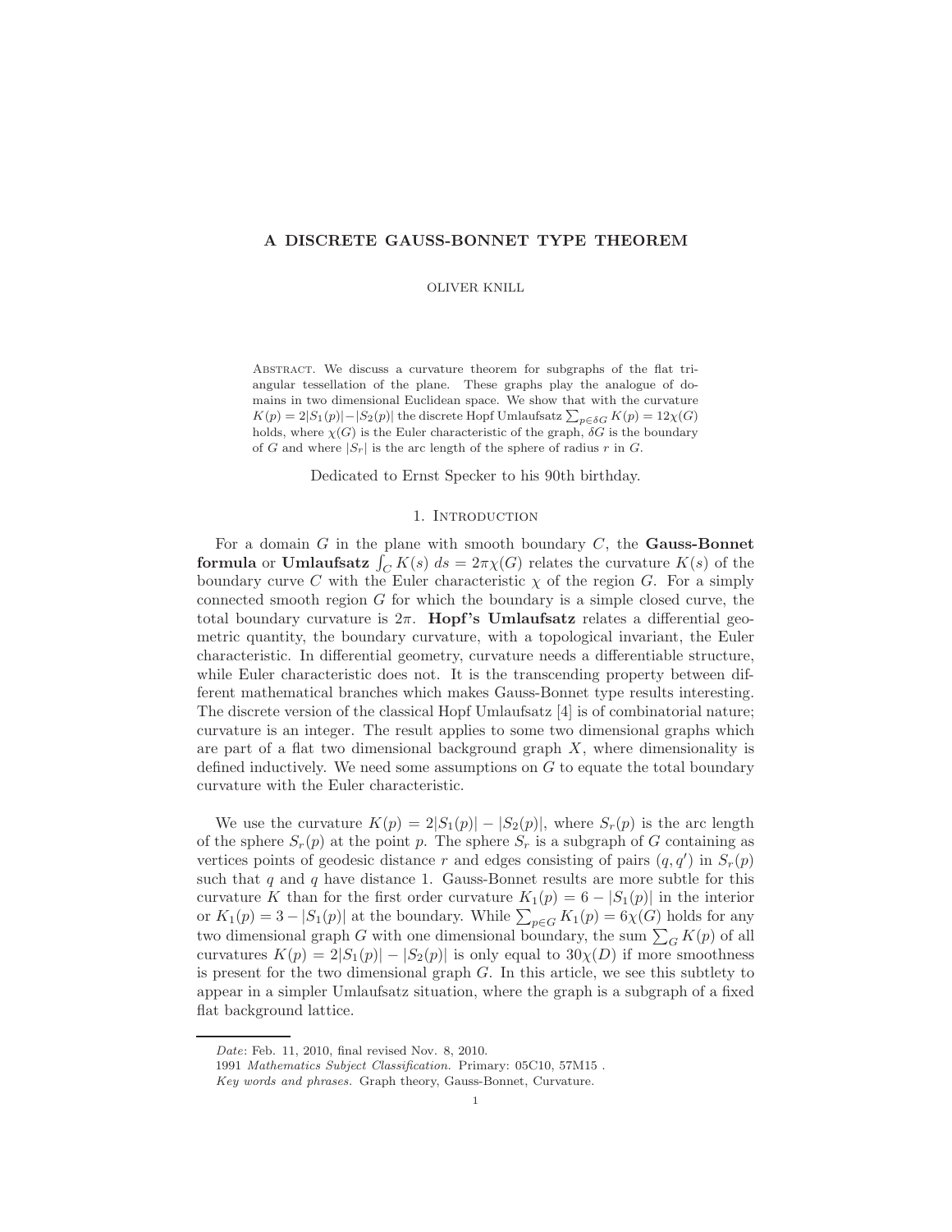# A DISCRETE GAUSS-BONNET TYPE THEOREM

OLIVER KNILL

Abstract. We discuss a curvature theorem for subgraphs of the flat triangular tessellation of the plane. These graphs play the analogue of domains in two dimensional Euclidean space. We show that with the curvature $K(p) = 2|S_1(p)| - |S_2(p)|$ the discrete Hopf Umlaufsatz $\sum_{p \in \delta G} K(p) = 12\chi(G)$ holds, where $\chi(G)$ is the Euler characteristic of the graph, $\delta G$ is the boundary of $G$ and where $|S_r|$ is the arc length of the sphere of radius $r$ in $G$.

Dedicated to Ernst Specker to his 90th birthday.

## 1. Introduction

For a domain $G$ in the plane with smooth boundary $C$, the **Gauss-Bonnet formula** or **Umlaufsatz** $\int_C K(s)\ ds = 2\pi\chi(G)$ relates the curvature $K(s)$ of the boundary curve $C$ with the Euler characteristic $\chi$ of the region $G$. For a simply connected smooth region $G$ for which the boundary is a simple closed curve, the total boundary curvature is $2\pi$. **Hopf's Umlaufsatz** relates a differential geometric quantity, the boundary curvature, with a topological invariant, the Euler characteristic. In differential geometry, curvature needs a differentiable structure, while Euler characteristic does not. It is the transcending property between different mathematical branches which makes Gauss-Bonnet type results interesting. The discrete version of the classical Hopf Umlaufsatz [4] is of combinatorial nature; curvature is an integer. The result applies to some two dimensional graphs which are part of a flat two dimensional background graph $X$, where dimensionality is defined inductively. We need some assumptions on $G$ to equate the total boundary curvature with the Euler characteristic.

We use the curvature $K(p) = 2|S_1(p)| - |S_2(p)|$, where $S_r(p)$ is the arc length of the sphere $S_r(p)$ at the point $p$. The sphere $S_r$ is a subgraph of $G$ containing as vertices points of geodesic distance $r$ and edges consisting of pairs $(q, q')$ in $S_r(p)$ such that $q$ and $q$ have distance 1. Gauss-Bonnet results are more subtle for this curvature $K$ than for the first order curvature $K_1(p) = 6 - |S_1(p)|$ in the interior or $K_1(p) = 3 - |S_1(p)|$ at the boundary. While $\sum_{p \in G} K_1(p) = 6\chi(G)$ holds for any two dimensional graph $G$ with one dimensional boundary, the sum $\sum_G K(p)$ of all curvatures $K(p) = 2|S_1(p)| - |S_2(p)|$ is only equal to $30\chi(D)$ if more smoothness is present for the two dimensional graph $G$. In this article, we see this subtlety to appear in a simpler Umlaufsatz situation, where the graph is a subgraph of a fixed flat background lattice.

*Date*: Feb. 11, 2010, final revised Nov. 8, 2010.

1991 *Mathematics Subject Classification.* Primary: 05C10, 57M15 .

*Key words and phrases.* Graph theory, Gauss-Bonnet, Curvature.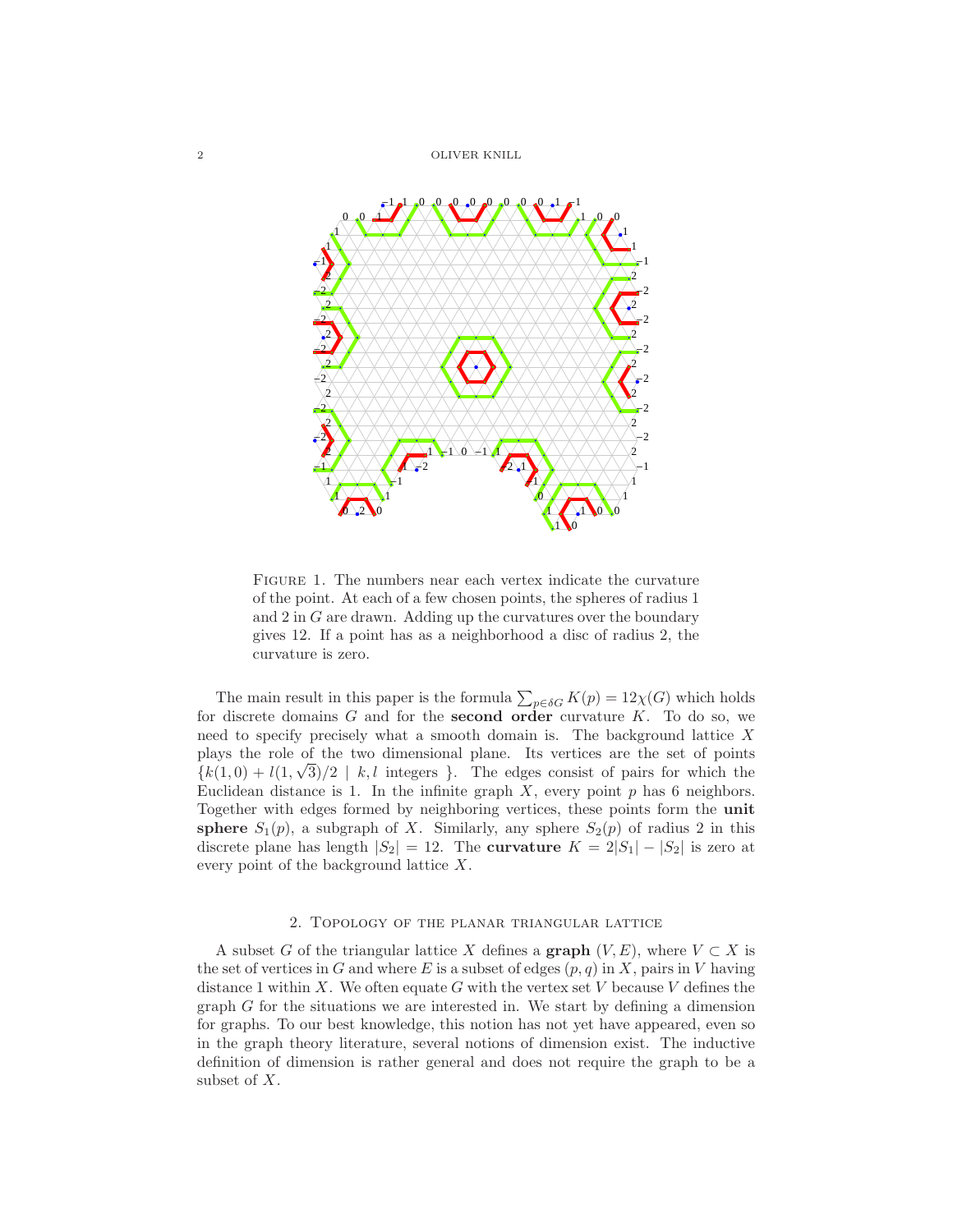FIGURE 1. The numbers near each vertex indicate the curvature of the point. At each of a few chosen points, the spheres of radius 1 and 2 in $G$ are drawn. Adding up the curvatures over the boundary gives 12. If a point has as a neighborhood a disc of radius 2, the curvature is zero.

The main result in this paper is the formula $\sum_{p \in \delta G} K(p) = 12\chi(G)$ which holds for discrete domains $G$ and for the **second order** curvature $K$. To do so, we need to specify precisely what a smooth domain is. The background lattice $X$ plays the role of the two dimensional plane. Its vertices are the set of points $\{k(1,0) + l(1,\sqrt{3})/2 \mid k,l \text{ integers } \}$. The edges consist of pairs for which the Euclidean distance is 1. In the infinite graph $X$, every point $p$ has 6 neighbors. Together with edges formed by neighboring vertices, these points form the **unit sphere** $S_1(p)$, a subgraph of $X$. Similarly, any sphere $S_2(p)$ of radius 2 in this discrete plane has length $|S_2| = 12$. The **curvature** $K = 2|S_1| - |S_2|$ is zero at every point of the background lattice $X$.

## 2. Topology of the planar triangular lattice

A subset $G$ of the triangular lattice $X$ defines a **graph** $(V,E)$, where $V \subset X$ is the set of vertices in $G$ and where $E$ is a subset of edges $(p,q)$ in $X$, pairs in $V$ having distance 1 within $X$. We often equate $G$ with the vertex set $V$ because $V$ defines the graph $G$ for the situations we are interested in. We start by defining a dimension for graphs. To our best knowledge, this notion has not yet have appeared, even so in the graph theory literature, several notions of dimension exist. The inductive definition of dimension is rather general and does not require the graph to be a subset of $X$.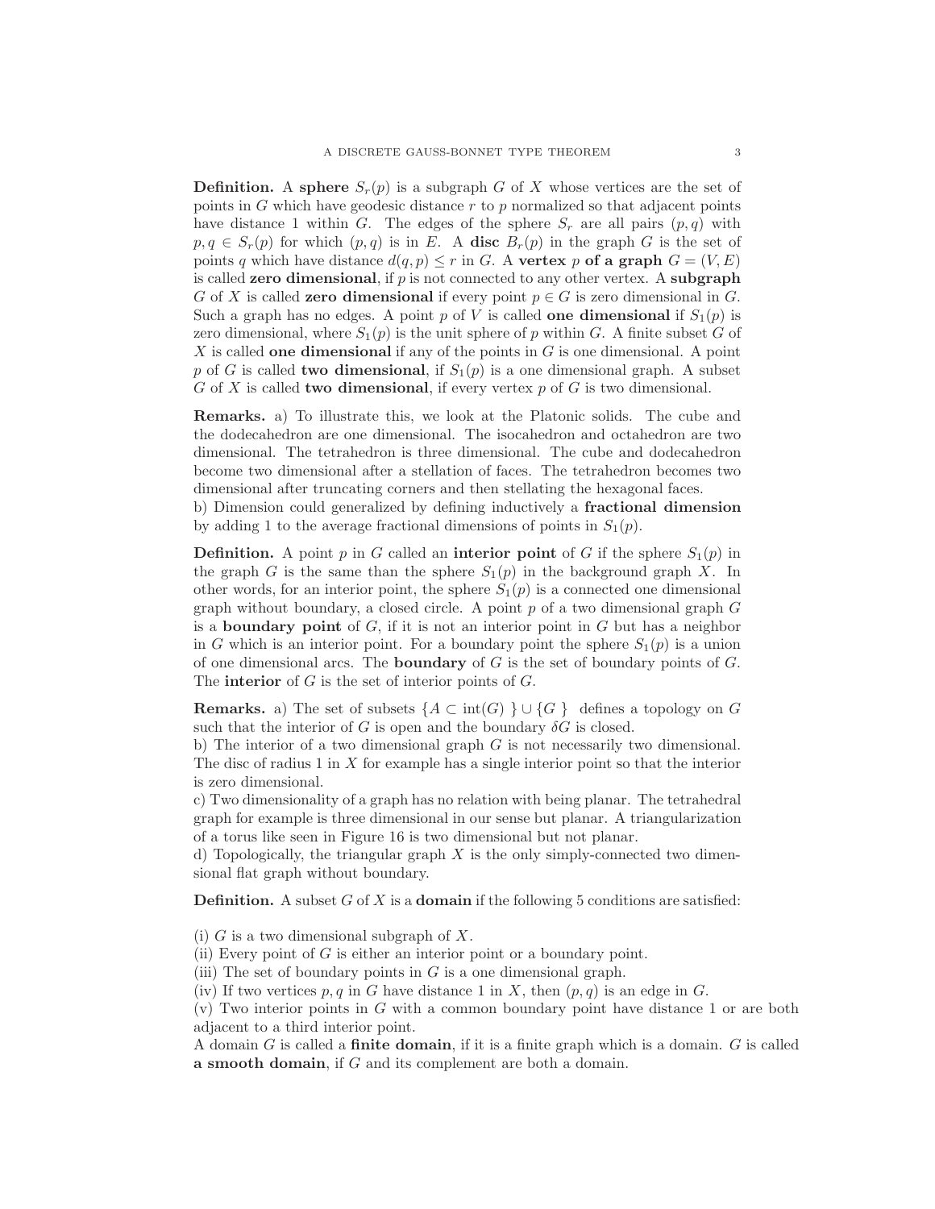**Definition.** A **sphere** $S_r(p)$ is a subgraph $G$ of $X$ whose vertices are the set of points in $G$ which have geodesic distance $r$ to $p$ normalized so that adjacent points have distance 1 within $G$. The edges of the sphere $S_r$ are all pairs $(p, q)$ with $p, q \in S_r(p)$ for which $(p, q)$ is in $E$. A **disc** $B_r(p)$ in the graph $G$ is the set of points $q$ which have distance $d(q, p) \leq r$ in $G$. A **vertex** $p$ **of a graph** $G = (V, E)$ is called **zero dimensional**, if $p$ is not connected to any other vertex. A **subgraph** $G$ of $X$ is called **zero dimensional** if every point $p \in G$ is zero dimensional in $G$. Such a graph has no edges. A point $p$ of $V$ is called **one dimensional** if $S_1(p)$ is zero dimensional, where $S_1(p)$ is the unit sphere of $p$ within $G$. A finite subset $G$ of $X$ is called **one dimensional** if any of the points in $G$ is one dimensional. A point $p$ of $G$ is called **two dimensional**, if $S_1(p)$ is a one dimensional graph. A subset $G$ of $X$ is called **two dimensional**, if every vertex $p$ of $G$ is two dimensional.

**Remarks.** a) To illustrate this, we look at the Platonic solids. The cube and the dodecahedron are one dimensional. The isocahedron and octahedron are two dimensional. The tetrahedron is three dimensional. The cube and dodecahedron become two dimensional after a stellation of faces. The tetrahedron becomes two dimensional after truncating corners and then stellating the hexagonal faces.
b) Dimension could generalized by defining inductively a **fractional dimension** by adding 1 to the average fractional dimensions of points in $S_1(p)$.

**Definition.** A point $p$ in $G$ called an **interior point** of $G$ if the sphere $S_1(p)$ in the graph $G$ is the same than the sphere $S_1(p)$ in the background graph $X$. In other words, for an interior point, the sphere $S_1(p)$ is a connected one dimensional graph without boundary, a closed circle. A point $p$ of a two dimensional graph $G$ is a **boundary point** of $G$, if it is not an interior point in $G$ but has a neighbor in $G$ which is an interior point. For a boundary point the sphere $S_1(p)$ is a union of one dimensional arcs. The **boundary** of $G$ is the set of boundary points of $G$. The **interior** of $G$ is the set of interior points of $G$.

**Remarks.** a) The set of subsets $\{A \subset \text{int}(G)\ \} \cup \{G\ \}$ defines a topology on $G$ such that the interior of $G$ is open and the boundary $\delta G$ is closed.
b) The interior of a two dimensional graph $G$ is not necessarily two dimensional. The disc of radius 1 in $X$ for example has a single interior point so that the interior is zero dimensional.
c) Two dimensionality of a graph has no relation with being planar. The tetrahedral graph for example is three dimensional in our sense but planar. A triangularization of a torus like seen in Figure 16 is two dimensional but not planar.
d) Topologically, the triangular graph $X$ is the only simply-connected two dimensional flat graph without boundary.

**Definition.** A subset $G$ of $X$ is a **domain** if the following 5 conditions are satisfied:

(i) $G$ is a two dimensional subgraph of $X$.
(ii) Every point of $G$ is either an interior point or a boundary point.
(iii) The set of boundary points in $G$ is a one dimensional graph.
(iv) If two vertices $p, q$ in $G$ have distance 1 in $X$, then $(p, q)$ is an edge in $G$.
(v) Two interior points in $G$ with a common boundary point have distance 1 or are both adjacent to a third interior point.
A domain $G$ is called a **finite domain**, if it is a finite graph which is a domain. $G$ is called **a smooth domain**, if $G$ and its complement are both a domain.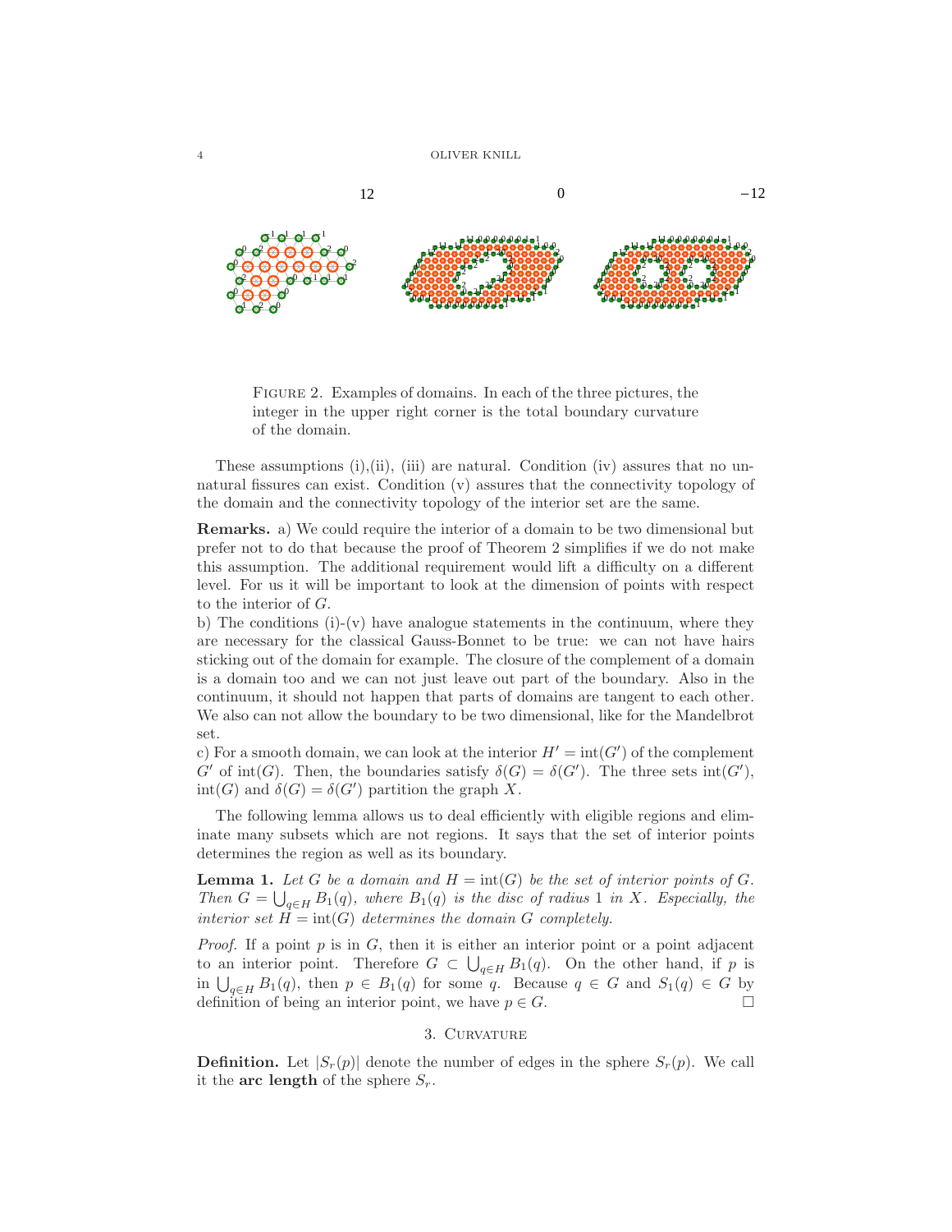12

0

−12

FIGURE 2. Examples of domains. In each of the three pictures, the integer in the upper right corner is the total boundary curvature of the domain.

These assumptions (i),(ii), (iii) are natural. Condition (iv) assures that no unnatural fissures can exist. Condition (v) assures that the connectivity topology of the domain and the connectivity topology of the interior set are the same.

**Remarks.** a) We could require the interior of a domain to be two dimensional but prefer not to do that because the proof of Theorem 2 simplifies if we do not make this assumption. The additional requirement would lift a difficulty on a different level. For us it will be important to look at the dimension of points with respect to the interior of $G$.

b) The conditions (i)-(v) have analogue statements in the continuum, where they are necessary for the classical Gauss-Bonnet to be true: we can not have hairs sticking out of the domain for example. The closure of the complement of a domain is a domain too and we can not just leave out part of the boundary. Also in the continuum, it should not happen that parts of domains are tangent to each other. We also can not allow the boundary to be two dimensional, like for the Mandelbrot set.

c) For a smooth domain, we can look at the interior $H' = \text{int}(G')$ of the complement $G'$ of $\text{int}(G)$. Then, the boundaries satisfy $\delta(G) = \delta(G')$. The three sets $\text{int}(G')$, $\text{int}(G)$ and $\delta(G) = \delta(G')$ partition the graph $X$.

The following lemma allows us to deal efficiently with eligible regions and eliminate many subsets which are not regions. It says that the set of interior points determines the region as well as its boundary.

**Lemma 1.** *Let $G$ be a domain and $H = \text{int}(G)$ be the set of interior points of $G$. Then $G = \bigcup_{q \in H} B_1(q)$, where $B_1(q)$ is the disc of radius 1 in $X$. Especially, the interior set $H = \text{int}(G)$ determines the domain $G$ completely.*

*Proof.* If a point $p$ is in $G$, then it is either an interior point or a point adjacent to an interior point. Therefore $G \subset \bigcup_{q \in H} B_1(q)$. On the other hand, if $p$ is in $\bigcup_{q \in H} B_1(q)$, then $p \in B_1(q)$ for some $q$. Because $q \in G$ and $S_1(q) \in G$ by definition of being an interior point, we have $p \in G$. $\square$

## 3. Curvature

**Definition.** Let $|S_r(p)|$ denote the number of edges in the sphere $S_r(p)$. We call it the **arc length** of the sphere $S_r$.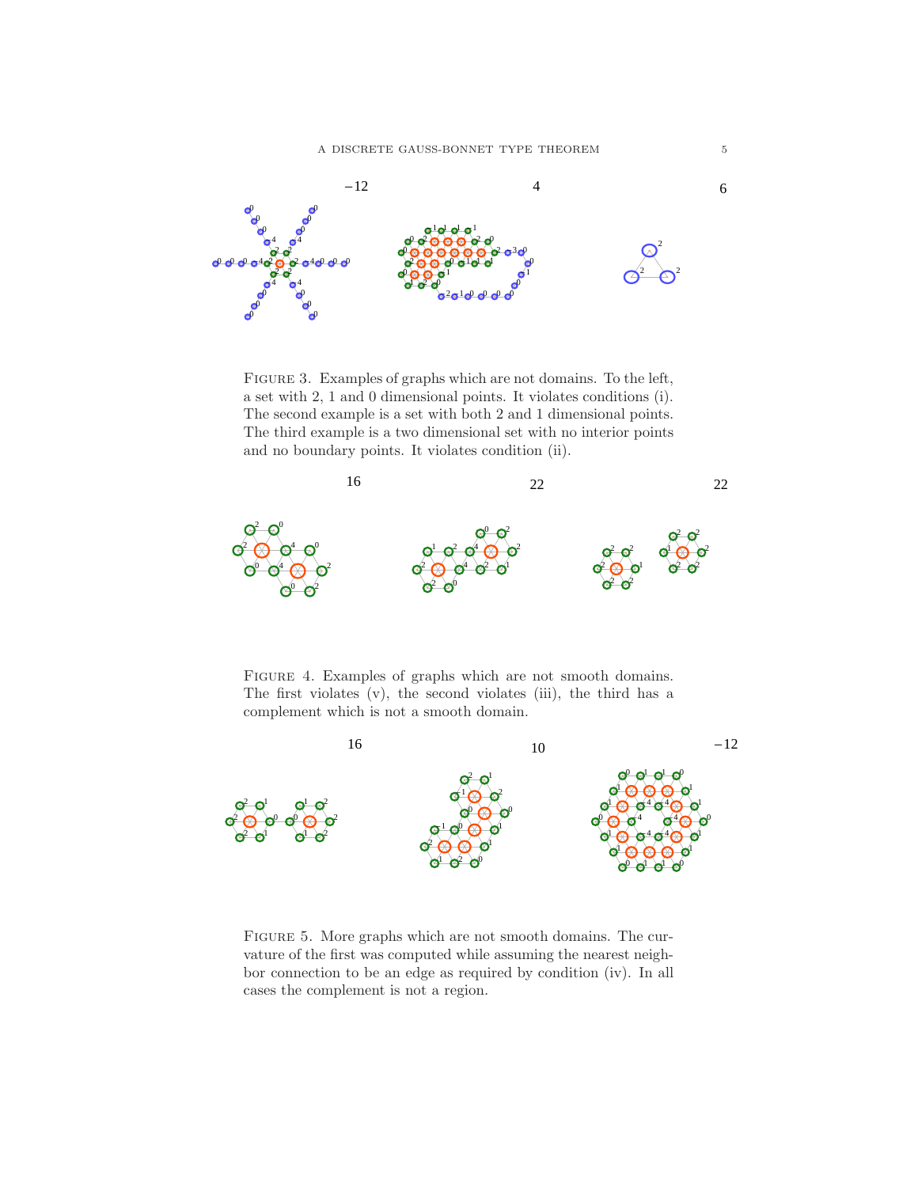−12

4

6

Figure 3. Examples of graphs which are not domains. To the left, a set with 2, 1 and 0 dimensional points. It violates conditions (i). The second example is a set with both 2 and 1 dimensional points. The third example is a two dimensional set with no interior points and no boundary points. It violates condition (ii).

16

22

22

Figure 4. Examples of graphs which are not smooth domains. The first violates (v), the second violates (iii), the third has a complement which is not a smooth domain.

16

10

−12

Figure 5. More graphs which are not smooth domains. The curvature of the first was computed while assuming the nearest neighbor connection to be an edge as required by condition (iv). In all cases the complement is not a region.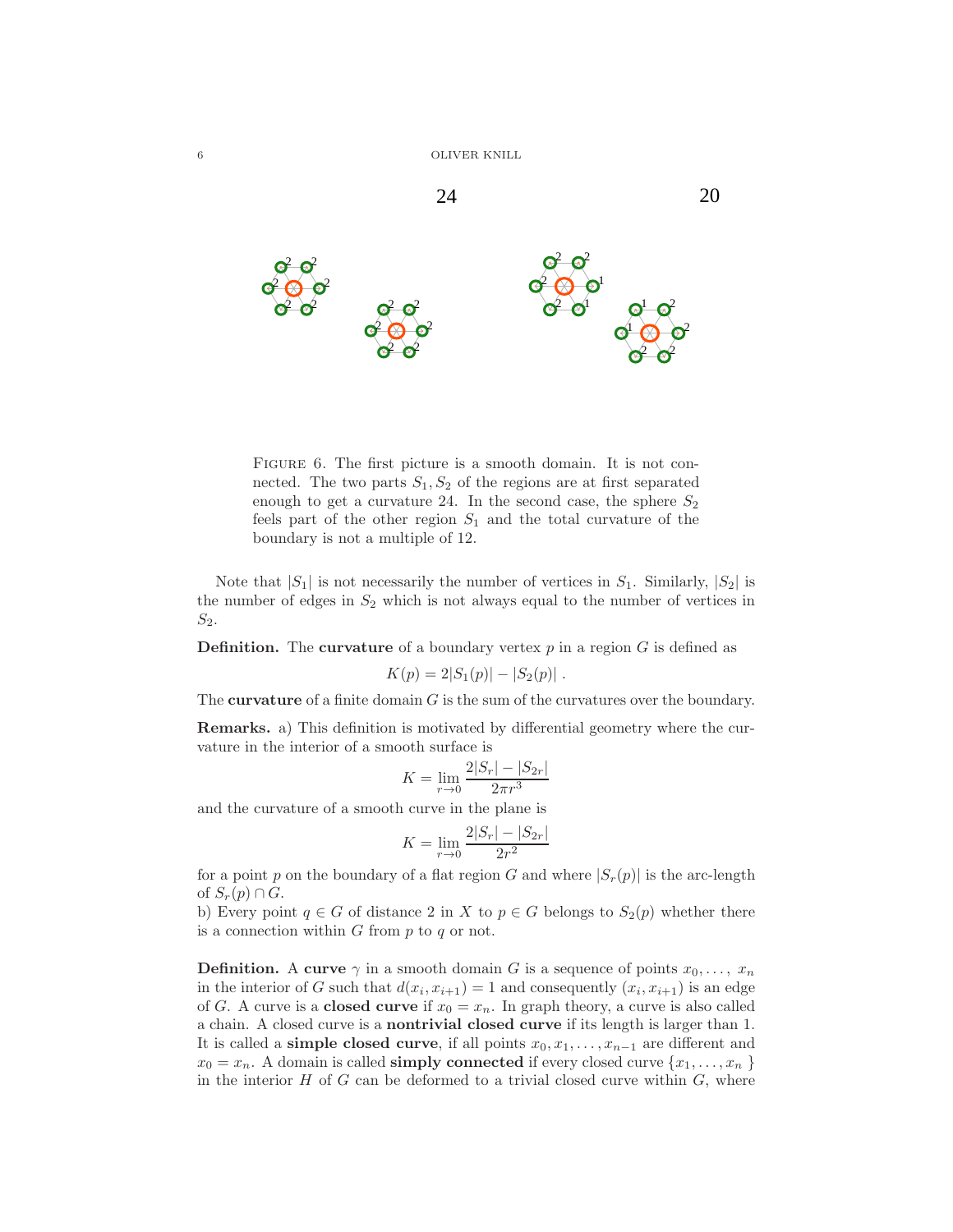24

20

FIGURE 6. The first picture is a smooth domain. It is not connected. The two parts $S_1, S_2$ of the regions are at first separated enough to get a curvature 24. In the second case, the sphere $S_2$ feels part of the other region $S_1$ and the total curvature of the boundary is not a multiple of 12.

Note that $|S_1|$ is not necessarily the number of vertices in $S_1$. Similarly, $|S_2|$ is the number of edges in $S_2$ which is not always equal to the number of vertices in $S_2$.

**Definition.** The **curvature** of a boundary vertex $p$ in a region $G$ is defined as

$$K(p) = 2|S_1(p)| - |S_2(p)| \ .$$

The **curvature** of a finite domain $G$ is the sum of the curvatures over the boundary.

**Remarks.** a) This definition is motivated by differential geometry where the curvature in the interior of a smooth surface is

$$K = \lim_{r \to 0} \frac{2|S_r| - |S_{2r}|}{2\pi r^3}$$

and the curvature of a smooth curve in the plane is

$$K = \lim_{r \to 0} \frac{2|S_r| - |S_{2r}|}{2r^2}$$

for a point $p$ on the boundary of a flat region $G$ and where $|S_r(p)|$ is the arc-length of $S_r(p) \cap G$.

b) Every point $q \in G$ of distance 2 in $X$ to $p \in G$ belongs to $S_2(p)$ whether there is a connection within $G$ from $p$ to $q$ or not.

**Definition.** A **curve** $\gamma$ in a smooth domain $G$ is a sequence of points $x_0, \dots, x_n$ in the interior of $G$ such that $d(x_i, x_{i+1}) = 1$ and consequently $(x_i, x_{i+1})$ is an edge of $G$. A curve is a **closed curve** if $x_0 = x_n$. In graph theory, a curve is also called a chain. A closed curve is a **nontrivial closed curve** if its length is larger than 1. It is called a **simple closed curve**, if all points $x_0, x_1, \dots, x_{n-1}$ are different and $x_0 = x_n$. A domain is called **simply connected** if every closed curve $\{x_1, \dots, x_n\}$ in the interior $H$ of $G$ can be deformed to a trivial closed curve within $G$, where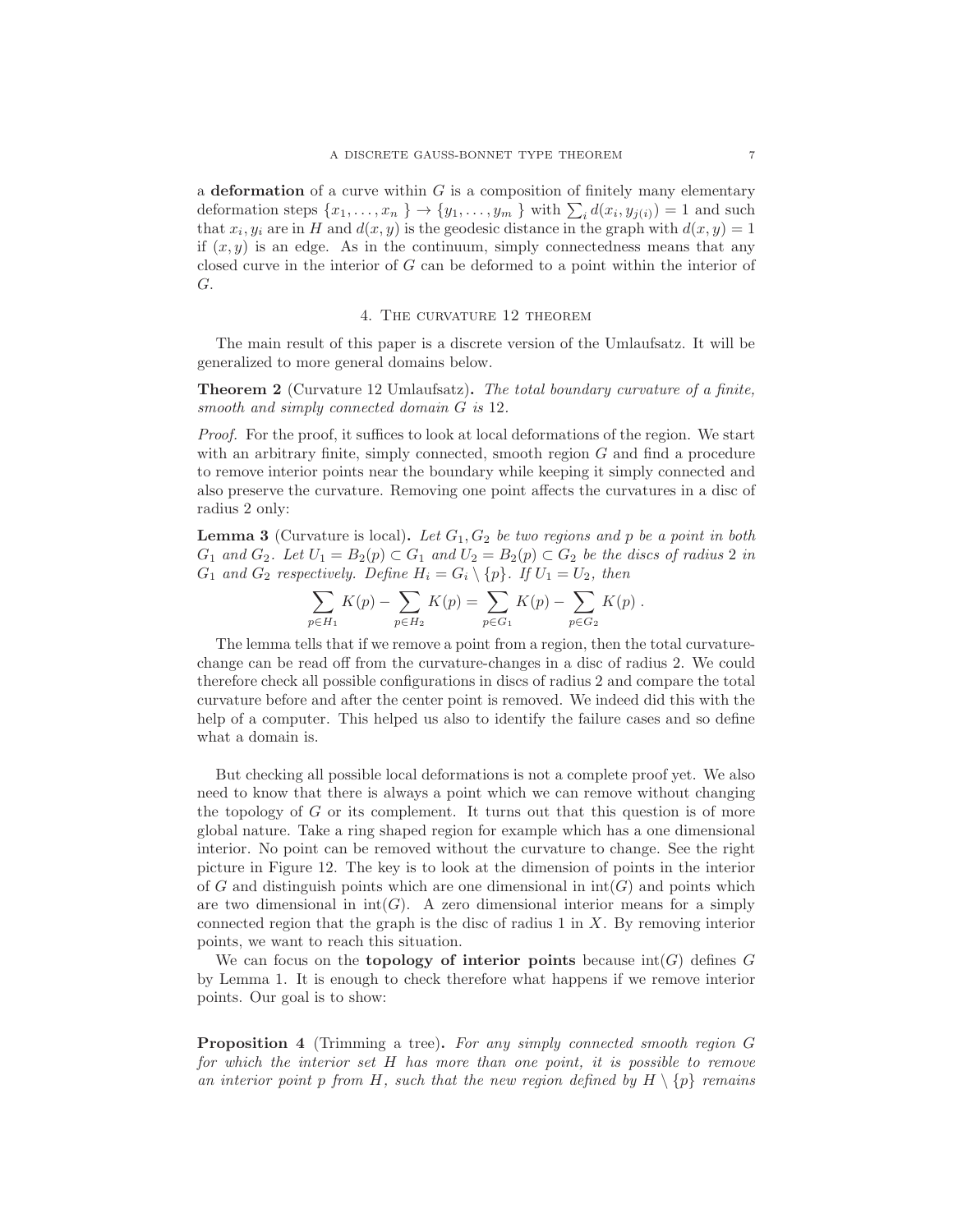a **deformation** of a curve within $G$ is a composition of finitely many elementary deformation steps $\{x_1, \dots, x_n\} \to \{y_1, \dots, y_m\}$ with $\sum_i d(x_i, y_{j(i)}) = 1$ and such that $x_i, y_i$ are in $H$ and $d(x, y)$ is the geodesic distance in the graph with $d(x, y) = 1$ if $(x, y)$ is an edge. As in the continuum, simply connectedness means that any closed curve in the interior of $G$ can be deformed to a point within the interior of $G$.

## 4. The curvature 12 theorem

The main result of this paper is a discrete version of the Umlaufsatz. It will be generalized to more general domains below.

**Theorem 2** (Curvature 12 Umlaufsatz)**.** *The total boundary curvature of a finite, smooth and simply connected domain $G$ is 12.*

*Proof.* For the proof, it suffices to look at local deformations of the region. We start with an arbitrary finite, simply connected, smooth region $G$ and find a procedure to remove interior points near the boundary while keeping it simply connected and also preserve the curvature. Removing one point affects the curvatures in a disc of radius 2 only:

**Lemma 3** (Curvature is local)**.** *Let $G_1, G_2$ be two regions and $p$ be a point in both $G_1$ and $G_2$. Let $U_1 = B_2(p) \subset G_1$ and $U_2 = B_2(p) \subset G_2$ be the discs of radius 2 in $G_1$ and $G_2$ respectively. Define $H_i = G_i \setminus \{p\}$. If $U_1 = U_2$, then*

$$\sum_{p \in H_1} K(p) - \sum_{p \in H_2} K(p) = \sum_{p \in G_1} K(p) - \sum_{p \in G_2} K(p) \; .$$

The lemma tells that if we remove a point from a region, then the total curvature-change can be read off from the curvature-changes in a disc of radius 2. We could therefore check all possible configurations in discs of radius 2 and compare the total curvature before and after the center point is removed. We indeed did this with the help of a computer. This helped us also to identify the failure cases and so define what a domain is.

But checking all possible local deformations is not a complete proof yet. We also need to know that there is always a point which we can remove without changing the topology of $G$ or its complement. It turns out that this question is of more global nature. Take a ring shaped region for example which has a one dimensional interior. No point can be removed without the curvature to change. See the right picture in Figure 12. The key is to look at the dimension of points in the interior of $G$ and distinguish points which are one dimensional in $\text{int}(G)$ and points which are two dimensional in $\text{int}(G)$. A zero dimensional interior means for a simply connected region that the graph is the disc of radius 1 in $X$. By removing interior points, we want to reach this situation.

We can focus on the **topology of interior points** because $\text{int}(G)$ defines $G$ by Lemma 1. It is enough to check therefore what happens if we remove interior points. Our goal is to show:

**Proposition 4** (Trimming a tree)**.** *For any simply connected smooth region $G$ for which the interior set $H$ has more than one point, it is possible to remove an interior point $p$ from $H$, such that the new region defined by $H \setminus \{p\}$ remains*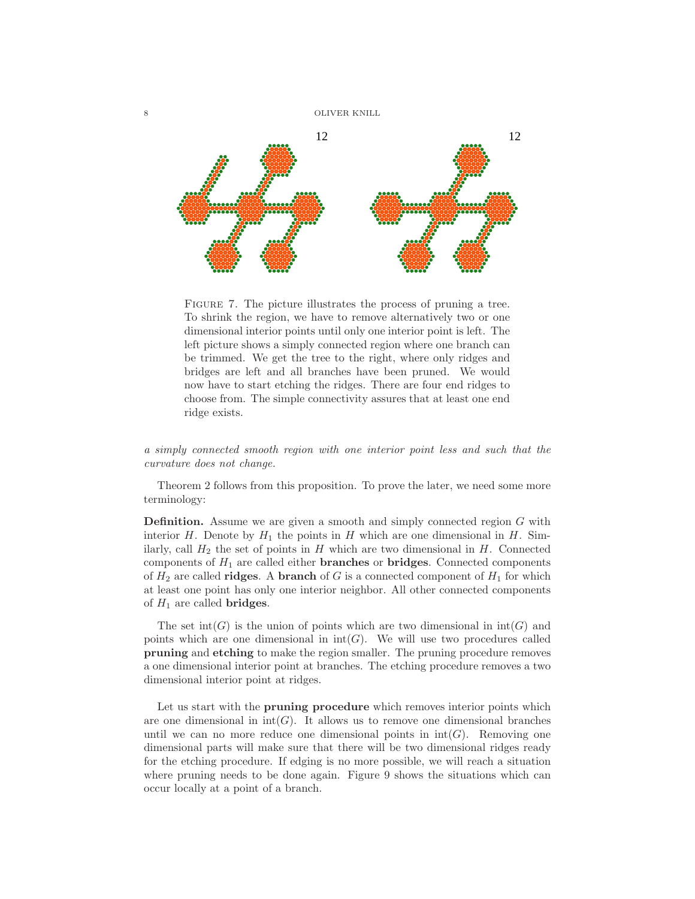12 12

FIGURE 7. The picture illustrates the process of pruning a tree. To shrink the region, we have to remove alternatively two or one dimensional interior points until only one interior point is left. The left picture shows a simply connected region where one branch can be trimmed. We get the tree to the right, where only ridges and bridges are left and all branches have been pruned. We would now have to start etching the ridges. There are four end ridges to choose from. The simple connectivity assures that at least one end ridge exists.

*a simply connected smooth region with one interior point less and such that the curvature does not change.*

Theorem 2 follows from this proposition. To prove the later, we need some more terminology:

**Definition.** Assume we are given a smooth and simply connected region $G$ with interior $H$. Denote by $H_1$ the points in $H$ which are one dimensional in $H$. Similarly, call $H_2$ the set of points in $H$ which are two dimensional in $H$. Connected components of $H_1$ are called either **branches** or **bridges**. Connected components of $H_2$ are called **ridges**. A **branch** of $G$ is a connected component of $H_1$ for which at least one point has only one interior neighbor. All other connected components of $H_1$ are called **bridges**.

The set $\text{int}(G)$ is the union of points which are two dimensional in $\text{int}(G)$ and points which are one dimensional in $\text{int}(G)$. We will use two procedures called **pruning** and **etching** to make the region smaller. The pruning procedure removes a one dimensional interior point at branches. The etching procedure removes a two dimensional interior point at ridges.

Let us start with the **pruning procedure** which removes interior points which are one dimensional in $\text{int}(G)$. It allows us to remove one dimensional branches until we can no more reduce one dimensional points in $\text{int}(G)$. Removing one dimensional parts will make sure that there will be two dimensional ridges ready for the etching procedure. If edging is no more possible, we will reach a situation where pruning needs to be done again. Figure 9 shows the situations which can occur locally at a point of a branch.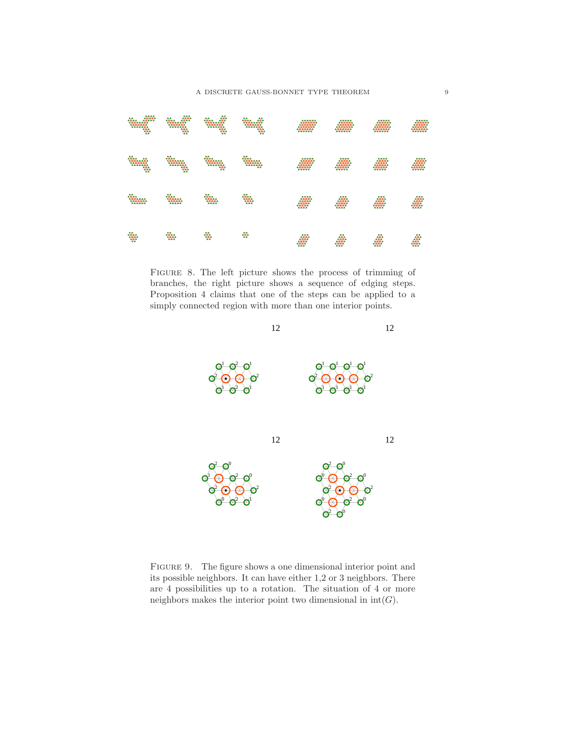FIGURE 8. The left picture shows the process of trimming of branches, the right picture shows a sequence of edging steps. Proposition 4 claims that one of the steps can be applied to a simply connected region with more than one interior points.

FIGURE 9. The figure shows a one dimensional interior point and its possible neighbors. It can have either 1,2 or 3 neighbors. There are 4 possibilities up to a rotation. The situation of 4 or more neighbors makes the interior point two dimensional in $\text{int}(G)$.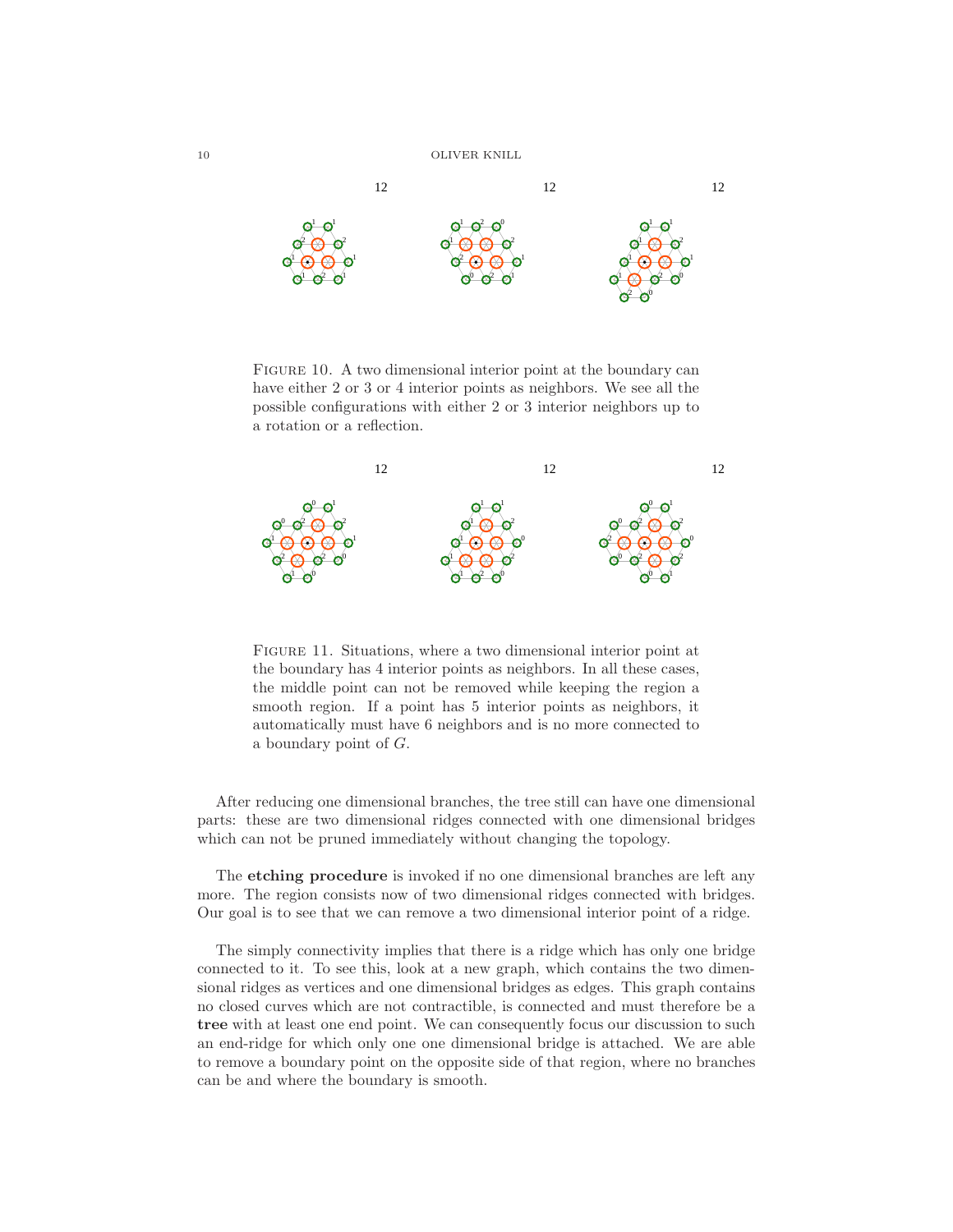12

12

12

FIGURE 10. A two dimensional interior point at the boundary can have either 2 or 3 or 4 interior points as neighbors. We see all the possible configurations with either 2 or 3 interior neighbors up to a rotation or a reflection.

12

12

12

FIGURE 11. Situations, where a two dimensional interior point at the boundary has 4 interior points as neighbors. In all these cases, the middle point can not be removed while keeping the region a smooth region. If a point has 5 interior points as neighbors, it automatically must have 6 neighbors and is no more connected to a boundary point of $G$.

After reducing one dimensional branches, the tree still can have one dimensional parts: these are two dimensional ridges connected with one dimensional bridges which can not be pruned immediately without changing the topology.

The **etching procedure** is invoked if no one dimensional branches are left any more. The region consists now of two dimensional ridges connected with bridges. Our goal is to see that we can remove a two dimensional interior point of a ridge.

The simply connectivity implies that there is a ridge which has only one bridge connected to it. To see this, look at a new graph, which contains the two dimensional ridges as vertices and one dimensional bridges as edges. This graph contains no closed curves which are not contractible, is connected and must therefore be a **tree** with at least one end point. We can consequently focus our discussion to such an end-ridge for which only one one dimensional bridge is attached. We are able to remove a boundary point on the opposite side of that region, where no branches can be and where the boundary is smooth.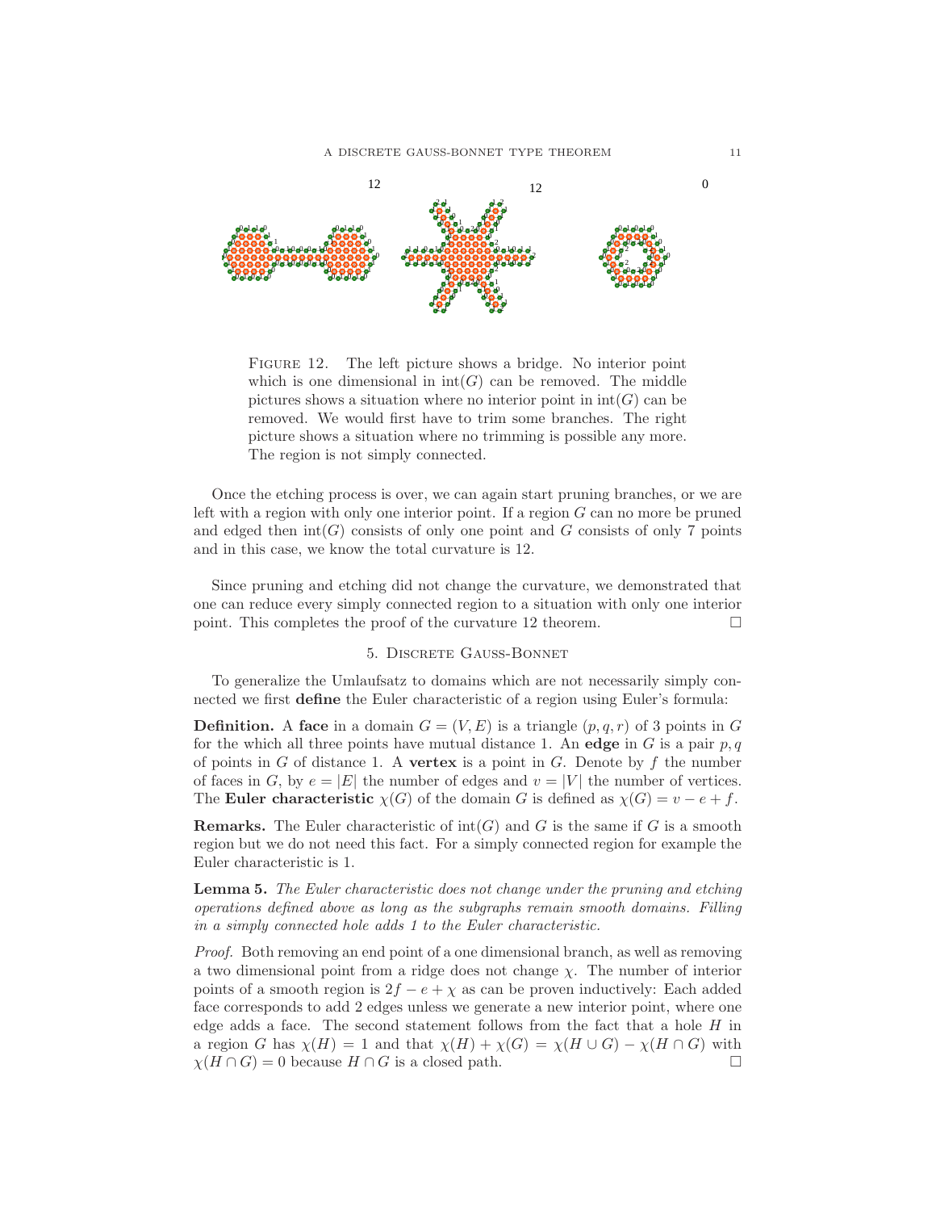12

12

0

FIGURE 12. The left picture shows a bridge. No interior point which is one dimensional in $\text{int}(G)$ can be removed. The middle pictures shows a situation where no interior point in $\text{int}(G)$ can be removed. We would first have to trim some branches. The right picture shows a situation where no trimming is possible any more. The region is not simply connected.

Once the etching process is over, we can again start pruning branches, or we are left with a region with only one interior point. If a region $G$ can no more be pruned and edged then $\text{int}(G)$ consists of only one point and $G$ consists of only 7 points and in this case, we know the total curvature is 12.

Since pruning and etching did not change the curvature, we demonstrated that one can reduce every simply connected region to a situation with only one interior point. This completes the proof of the curvature 12 theorem. □

## 5. Discrete Gauss-Bonnet

To generalize the Umlaufsatz to domains which are not necessarily simply connected we first **define** the Euler characteristic of a region using Euler's formula:

**Definition.** A **face** in a domain $G = (V, E)$ is a triangle $(p, q, r)$ of 3 points in $G$ for the which all three points have mutual distance 1. An **edge** in $G$ is a pair $p, q$ of points in $G$ of distance 1. A **vertex** is a point in $G$. Denote by $f$ the number of faces in $G$, by $e = |E|$ the number of edges and $v = |V|$ the number of vertices. The **Euler characteristic** $\chi(G)$ of the domain $G$ is defined as $\chi(G) = v - e + f$.

**Remarks.** The Euler characteristic of $\text{int}(G)$ and $G$ is the same if $G$ is a smooth region but we do not need this fact. For a simply connected region for example the Euler characteristic is 1.

**Lemma 5.** *The Euler characteristic does not change under the pruning and etching operations defined above as long as the subgraphs remain smooth domains. Filling in a simply connected hole adds 1 to the Euler characteristic.*

*Proof.* Both removing an end point of a one dimensional branch, as well as removing a two dimensional point from a ridge does not change $\chi$. The number of interior points of a smooth region is $2f - e + \chi$ as can be proven inductively: Each added face corresponds to add 2 edges unless we generate a new interior point, where one edge adds a face. The second statement follows from the fact that a hole $H$ in a region $G$ has $\chi(H) = 1$ and that $\chi(H) + \chi(G) = \chi(H \cup G) - \chi(H \cap G)$ with $\chi(H \cap G) = 0$ because $H \cap G$ is a closed path. □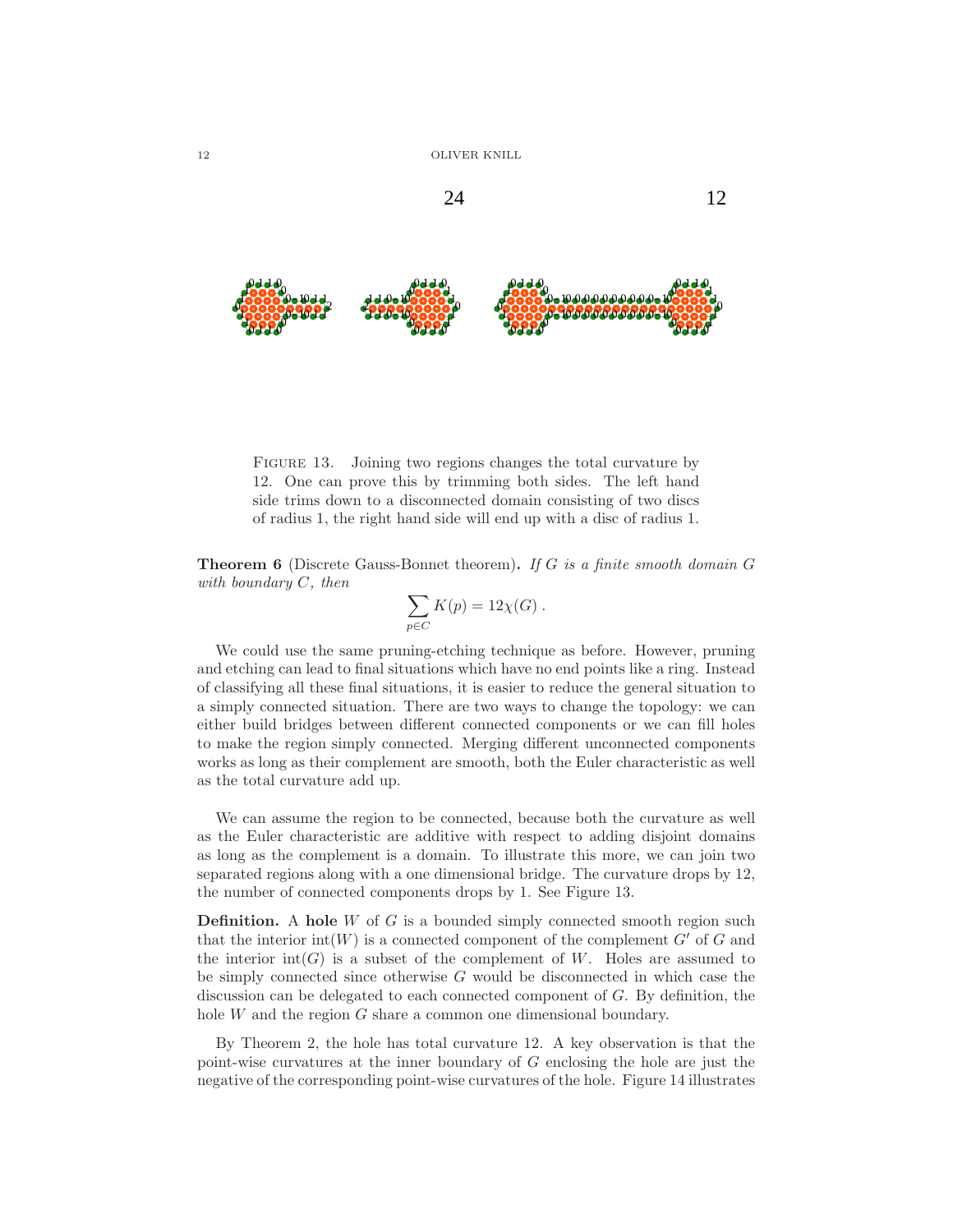24

12

FIGURE 13. Joining two regions changes the total curvature by 12. One can prove this by trimming both sides. The left hand side trims down to a disconnected domain consisting of two discs of radius 1, the right hand side will end up with a disc of radius 1.

**Theorem 6** (Discrete Gauss-Bonnet theorem)**.** *If $G$ is a finite smooth domain $G$ with boundary $C$, then*

$$\sum_{p \in C} K(p) = 12\chi(G) .$$

We could use the same pruning-etching technique as before. However, pruning and etching can lead to final situations which have no end points like a ring. Instead of classifying all these final situations, it is easier to reduce the general situation to a simply connected situation. There are two ways to change the topology: we can either build bridges between different connected components or we can fill holes to make the region simply connected. Merging different unconnected components works as long as their complement are smooth, both the Euler characteristic as well as the total curvature add up.

We can assume the region to be connected, because both the curvature as well as the Euler characteristic are additive with respect to adding disjoint domains as long as the complement is a domain. To illustrate this more, we can join two separated regions along with a one dimensional bridge. The curvature drops by 12, the number of connected components drops by 1. See Figure 13.

**Definition.** A **hole** $W$ of $G$ is a bounded simply connected smooth region such that the interior $\text{int}(W)$ is a connected component of the complement $G'$ of $G$ and the interior $\text{int}(G)$ is a subset of the complement of $W$. Holes are assumed to be simply connected since otherwise $G$ would be disconnected in which case the discussion can be delegated to each connected component of $G$. By definition, the hole $W$ and the region $G$ share a common one dimensional boundary.

By Theorem 2, the hole has total curvature 12. A key observation is that the point-wise curvatures at the inner boundary of $G$ enclosing the hole are just the negative of the corresponding point-wise curvatures of the hole. Figure 14 illustrates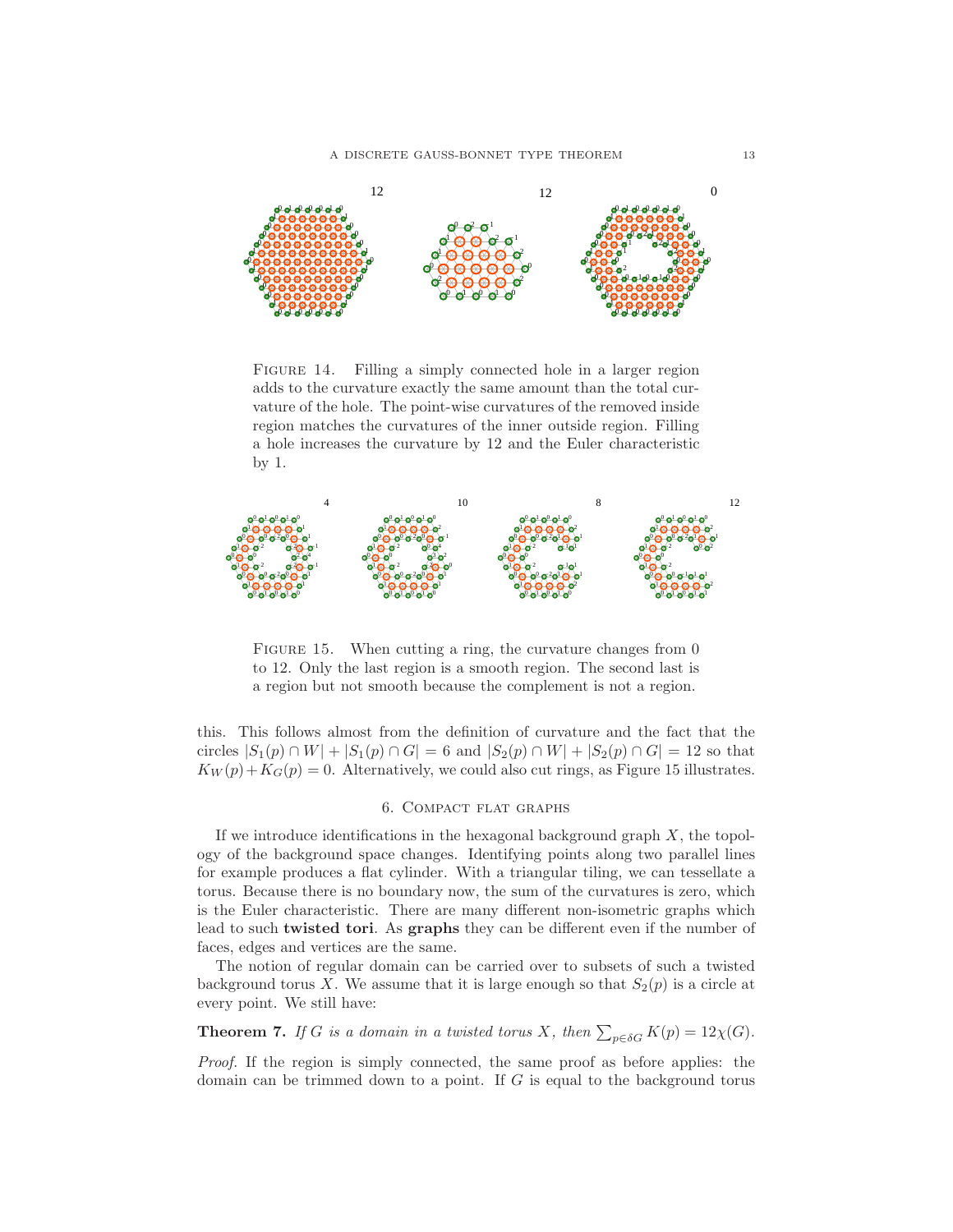12

12

0

FIGURE 14. Filling a simply connected hole in a larger region adds to the curvature exactly the same amount than the total curvature of the hole. The point-wise curvatures of the removed inside region matches the curvatures of the inner outside region. Filling a hole increases the curvature by 12 and the Euler characteristic by 1.

4

10

8

12

FIGURE 15. When cutting a ring, the curvature changes from 0 to 12. Only the last region is a smooth region. The second last is a region but not smooth because the complement is not a region.

this. This follows almost from the definition of curvature and the fact that the circles $|S_1(p) \cap W| + |S_1(p) \cap G| = 6$ and $|S_2(p) \cap W| + |S_2(p) \cap G| = 12$ so that $K_W(p) + K_G(p) = 0$. Alternatively, we could also cut rings, as Figure 15 illustrates.

## 6. Compact flat graphs

If we introduce identifications in the hexagonal background graph $X$, the topology of the background space changes. Identifying points along two parallel lines for example produces a flat cylinder. With a triangular tiling, we can tessellate a torus. Because there is no boundary now, the sum of the curvatures is zero, which is the Euler characteristic. There are many different non-isometric graphs which lead to such **twisted tori**. As **graphs** they can be different even if the number of faces, edges and vertices are the same.

The notion of regular domain can be carried over to subsets of such a twisted background torus $X$. We assume that it is large enough so that $S_2(p)$ is a circle at every point. We still have:

**Theorem 7.** *If $G$ is a domain in a twisted torus $X$, then $\sum_{p \in \delta G} K(p) = 12\chi(G)$.*

*Proof.* If the region is simply connected, the same proof as before applies: the domain can be trimmed down to a point. If $G$ is equal to the background torus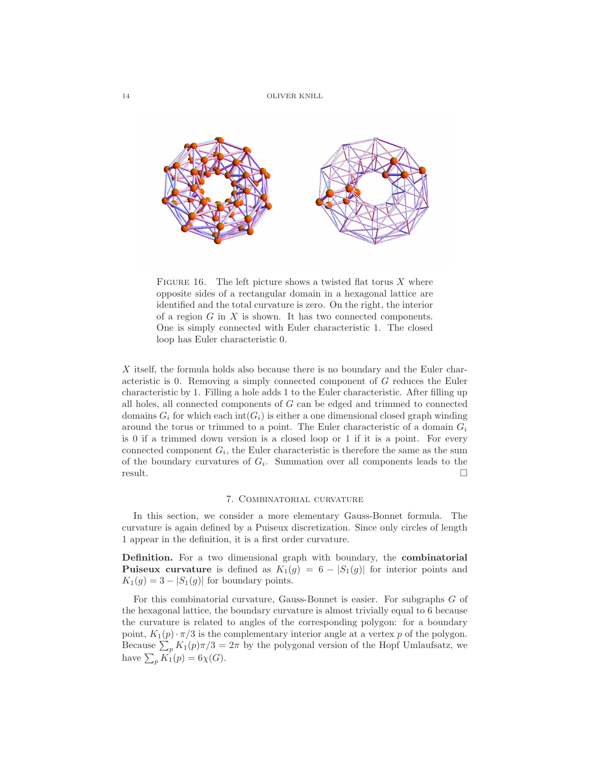FIGURE 16. The left picture shows a twisted flat torus $X$ where opposite sides of a rectangular domain in a hexagonal lattice are identified and the total curvature is zero. On the right, the interior of a region $G$ in $X$ is shown. It has two connected components. One is simply connected with Euler characteristic 1. The closed loop has Euler characteristic 0.

$X$ itself, the formula holds also because there is no boundary and the Euler characteristic is 0. Removing a simply connected component of $G$ reduces the Euler characteristic by 1. Filling a hole adds 1 to the Euler characteristic. After filling up all holes, all connected components of $G$ can be edged and trimmed to connected domains $G_i$ for which each $\text{int}(G_i)$ is either a one dimensional closed graph winding around the torus or trimmed to a point. The Euler characteristic of a domain $G_i$ is 0 if a trimmed down version is a closed loop or 1 if it is a point. For every connected component $G_i$, the Euler characteristic is therefore the same as the sum of the boundary curvatures of $G_i$. Summation over all components leads to the result. $\square$

## 7. Combinatorial curvature

In this section, we consider a more elementary Gauss-Bonnet formula. The curvature is again defined by a Puiseux discretization. Since only circles of length 1 appear in the definition, it is a first order curvature.

**Definition.** For a two dimensional graph with boundary, the **combinatorial Puiseux curvature** is defined as $K_1(g) = 6 - |S_1(g)|$ for interior points and $K_1(g) = 3 - |S_1(g)|$ for boundary points.

For this combinatorial curvature, Gauss-Bonnet is easier. For subgraphs $G$ of the hexagonal lattice, the boundary curvature is almost trivially equal to 6 because the curvature is related to angles of the corresponding polygon: for a boundary point, $K_1(p) \cdot \pi/3$ is the complementary interior angle at a vertex $p$ of the polygon. Because $\sum_p K_1(p)\pi/3 = 2\pi$ by the polygonal version of the Hopf Umlaufsatz, we have $\sum_p K_1(p) = 6\chi(G)$.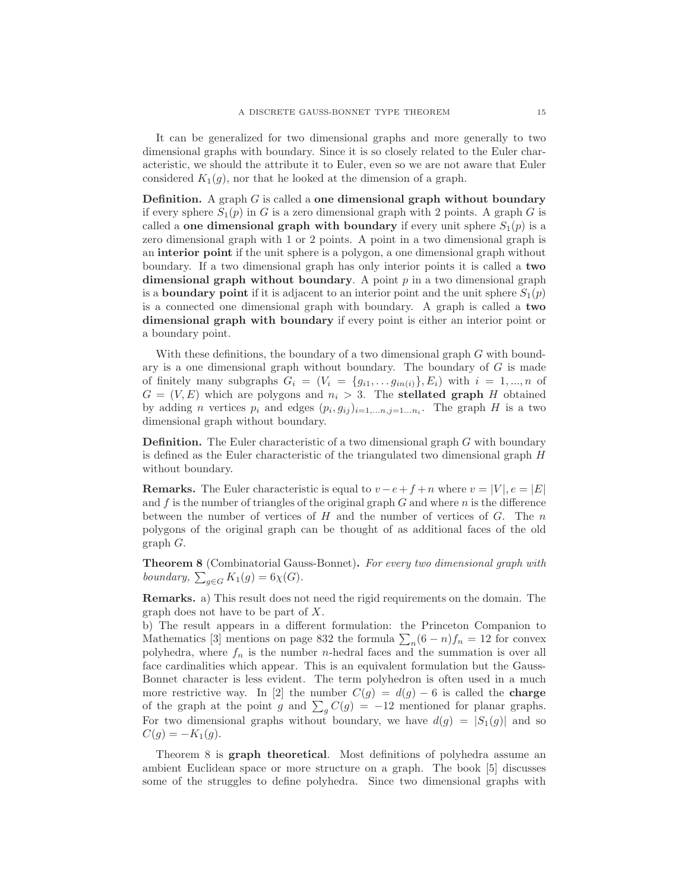It can be generalized for two dimensional graphs and more generally to two dimensional graphs with boundary. Since it is so closely related to the Euler characteristic, we should the attribute it to Euler, even so we are not aware that Euler considered $K_1(g)$, nor that he looked at the dimension of a graph.

**Definition.** A graph $G$ is called a **one dimensional graph without boundary** if every sphere $S_1(p)$ in $G$ is a zero dimensional graph with 2 points. A graph $G$ is called a **one dimensional graph with boundary** if every unit sphere $S_1(p)$ is a zero dimensional graph with 1 or 2 points. A point in a two dimensional graph is an **interior point** if the unit sphere is a polygon, a one dimensional graph without boundary. If a two dimensional graph has only interior points it is called a **two dimensional graph without boundary**. A point $p$ in a two dimensional graph is a **boundary point** if it is adjacent to an interior point and the unit sphere $S_1(p)$ is a connected one dimensional graph with boundary. A graph is called a **two dimensional graph with boundary** if every point is either an interior point or a boundary point.

With these definitions, the boundary of a two dimensional graph $G$ with boundary is a one dimensional graph without boundary. The boundary of $G$ is made of finitely many subgraphs $G_i = (V_i = \{g_{i1}, \dots g_{in(i)}\}, E_i)$ with $i = 1, ..., n$ of $G = (V, E)$ which are polygons and $n_i > 3$. The **stellated graph** $H$ obtained by adding $n$ vertices $p_i$ and edges $(p_i, g_{ij})_{i=1,...n, j=1...n_i}$. The graph $H$ is a two dimensional graph without boundary.

**Definition.** The Euler characteristic of a two dimensional graph $G$ with boundary is defined as the Euler characteristic of the triangulated two dimensional graph $H$ without boundary.

**Remarks.** The Euler characteristic is equal to $v - e + f + n$ where $v = |V|, e = |E|$ and $f$ is the number of triangles of the original graph $G$ and where $n$ is the difference between the number of vertices of $H$ and the number of vertices of $G$. The $n$ polygons of the original graph can be thought of as additional faces of the old graph $G$.

**Theorem 8** (Combinatorial Gauss-Bonnet)**.** *For every two dimensional graph with boundary,* $\sum_{g \in G} K_1(g) = 6\chi(G)$.

**Remarks.** a) This result does not need the rigid requirements on the domain. The graph does not have to be part of $X$.
b) The result appears in a different formulation: the Princeton Companion to Mathematics [3] mentions on page 832 the formula $\sum_n (6 - n) f_n = 12$ for convex polyhedra, where $f_n$ is the number $n$-hedral faces and the summation is over all face cardinalities which appear. This is an equivalent formulation but the Gauss-Bonnet character is less evident. The term polyhedron is often used in a much more restrictive way. In [2] the number $C(g) = d(g) - 6$ is called the **charge** of the graph at the point $g$ and $\sum_g C(g) = -12$ mentioned for planar graphs. For two dimensional graphs without boundary, we have $d(g) = |S_1(g)|$ and so $C(g) = -K_1(g)$.

Theorem 8 is **graph theoretical**. Most definitions of polyhedra assume an ambient Euclidean space or more structure on a graph. The book [5] discusses some of the struggles to define polyhedra. Since two dimensional graphs with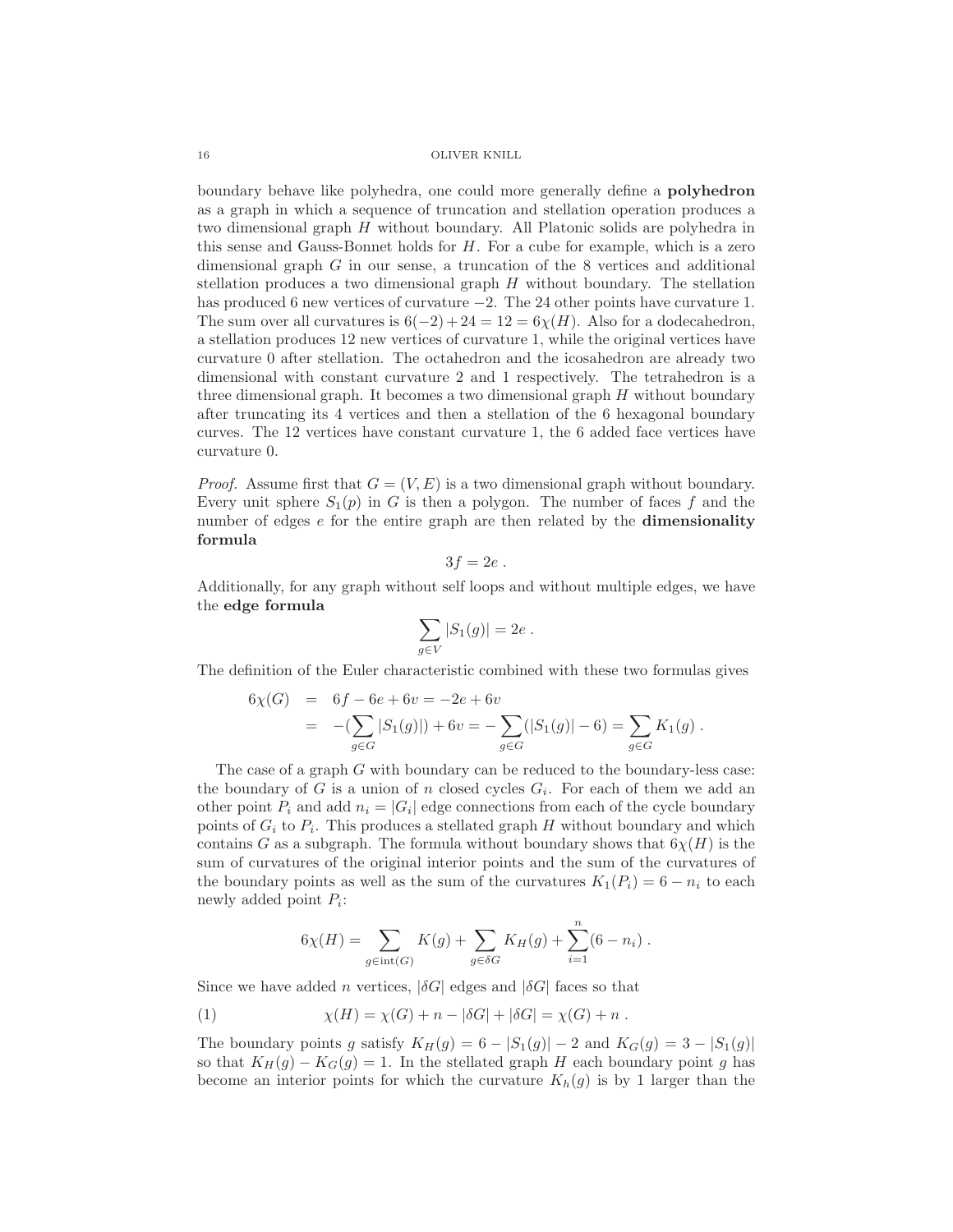boundary behave like polyhedra, one could more generally define a **polyhedron** as a graph in which a sequence of truncation and stellation operation produces a two dimensional graph $H$ without boundary. All Platonic solids are polyhedra in this sense and Gauss-Bonnet holds for $H$. For a cube for example, which is a zero dimensional graph $G$ in our sense, a truncation of the 8 vertices and additional stellation produces a two dimensional graph $H$ without boundary. The stellation has produced 6 new vertices of curvature $-2$. The 24 other points have curvature 1. The sum over all curvatures is $6(-2)+24 = 12 = 6\chi(H)$. Also for a dodecahedron, a stellation produces 12 new vertices of curvature 1, while the original vertices have curvature 0 after stellation. The octahedron and the icosahedron are already two dimensional with constant curvature 2 and 1 respectively. The tetrahedron is a three dimensional graph. It becomes a two dimensional graph $H$ without boundary after truncating its 4 vertices and then a stellation of the 6 hexagonal boundary curves. The 12 vertices have constant curvature 1, the 6 added face vertices have curvature 0.

*Proof.* Assume first that $G = (V, E)$ is a two dimensional graph without boundary. Every unit sphere $S_1(p)$ in $G$ is then a polygon. The number of faces $f$ and the number of edges $e$ for the entire graph are then related by the **dimensionality formula**

$$3f = 2e \; .$$

Additionally, for any graph without self loops and without multiple edges, we have the **edge formula**

$$\sum_{g \in V} |S_1(g)| = 2e \; .$$

The definition of the Euler characteristic combined with these two formulas gives

$$\begin{aligned} 6\chi(G) &= 6f - 6e + 6v = -2e + 6v \\ &= -(\sum_{g \in G} |S_1(g)|) + 6v = -\sum_{g \in G}(|S_1(g)| - 6) = \sum_{g \in G} K_1(g) \; . \end{aligned}$$

The case of a graph $G$ with boundary can be reduced to the boundary-less case: the boundary of $G$ is a union of $n$ closed cycles $G_i$. For each of them we add an other point $P_i$ and add $n_i = |G_i|$ edge connections from each of the cycle boundary points of $G_i$ to $P_i$. This produces a stellated graph $H$ without boundary and which contains $G$ as a subgraph. The formula without boundary shows that $6\chi(H)$ is the sum of curvatures of the original interior points and the sum of the curvatures of the boundary points as well as the sum of the curvatures $K_1(P_i) = 6 - n_i$ to each newly added point $P_i$:

$$6\chi(H) = \sum_{g \in \text{int}(G)} K(g) + \sum_{g \in \delta G} K_H(g) + \sum_{i=1}^{n} (6 - n_i) \; .$$

Since we have added $n$ vertices, $|\delta G|$ edges and $|\delta G|$ faces so that

$$\chi(H) = \chi(G) + n - |\delta G| + |\delta G| = \chi(G) + n \; . \tag{1}$$

The boundary points $g$ satisfy $K_H(g) = 6 - |S_1(g)| - 2$ and $K_G(g) = 3 - |S_1(g)|$ so that $K_H(g) - K_G(g) = 1$. In the stellated graph $H$ each boundary point $g$ has become an interior points for which the curvature $K_h(g)$ is by 1 larger than the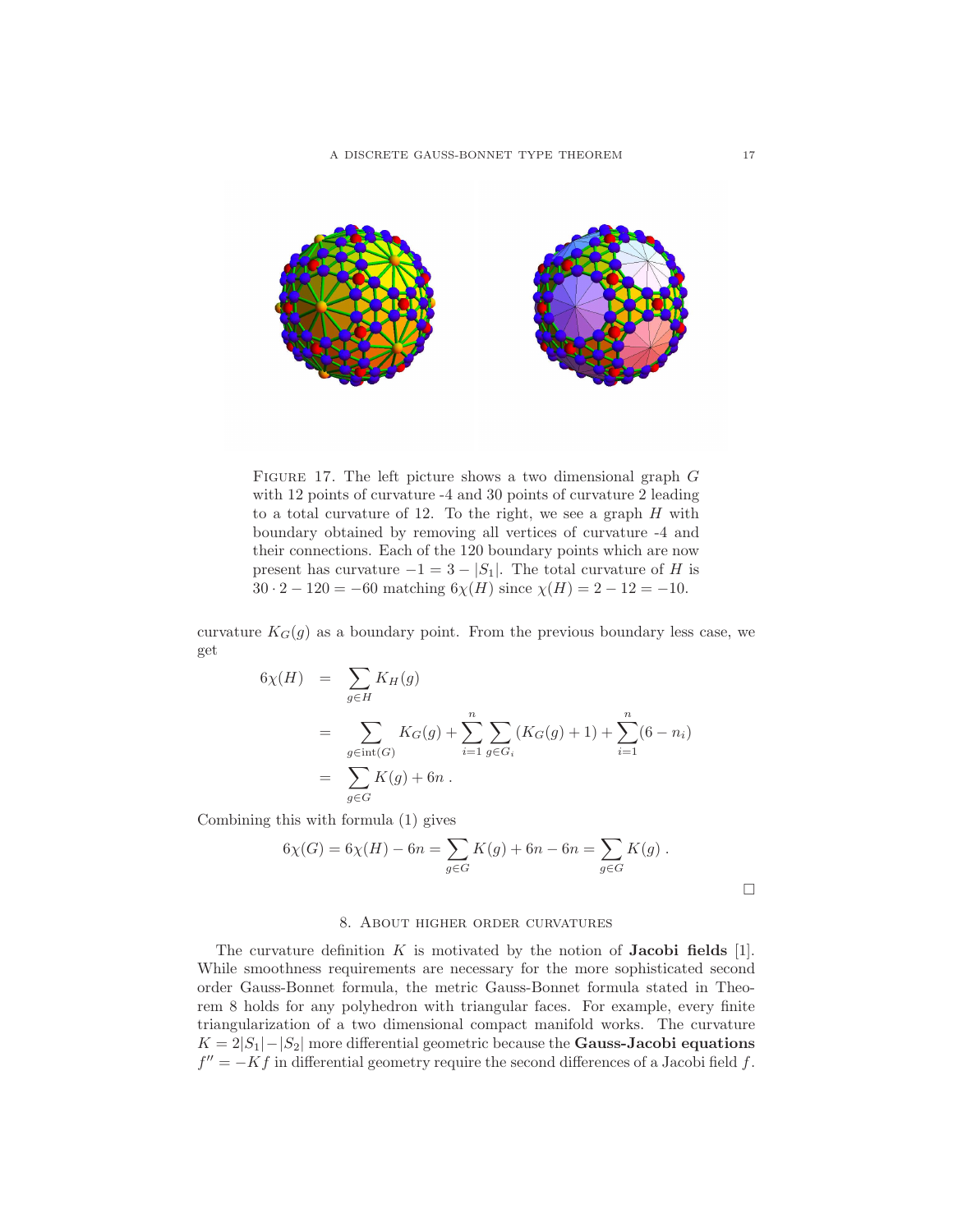FIGURE 17. The left picture shows a two dimensional graph $G$ with 12 points of curvature -4 and 30 points of curvature 2 leading to a total curvature of 12. To the right, we see a graph $H$ with boundary obtained by removing all vertices of curvature -4 and their connections. Each of the 120 boundary points which are now present has curvature $-1 = 3 - |S_1|$. The total curvature of $H$ is $30 \cdot 2 - 120 = -60$ matching $6\chi(H)$ since $\chi(H) = 2 - 12 = -10$.

curvature $K_G(g)$ as a boundary point. From the previous boundary less case, we get

$$
\begin{aligned}
6\chi(H) &= \sum_{g \in H} K_H(g) \\
&= \sum_{g \in \mathrm{int}(G)} K_G(g) + \sum_{i=1}^{n} \sum_{g \in G_i} (K_G(g) + 1) + \sum_{i=1}^{n} (6 - n_i) \\
&= \sum_{g \in G} K(g) + 6n \; .
\end{aligned}
$$

Combining this with formula (1) gives

$$
6\chi(G) = 6\chi(H) - 6n = \sum_{g \in G} K(g) + 6n - 6n = \sum_{g \in G} K(g) \; .
$$

□

## 8. About higher order curvatures

The curvature definition $K$ is motivated by the notion of **Jacobi fields** [1]. While smoothness requirements are necessary for the more sophisticated second order Gauss-Bonnet formula, the metric Gauss-Bonnet formula stated in Theorem 8 holds for any polyhedron with triangular faces. For example, every finite triangularization of a two dimensional compact manifold works. The curvature $K = 2|S_1| - |S_2|$ more differential geometric because the **Gauss-Jacobi equations** $f'' = -Kf$ in differential geometry require the second differences of a Jacobi field $f$.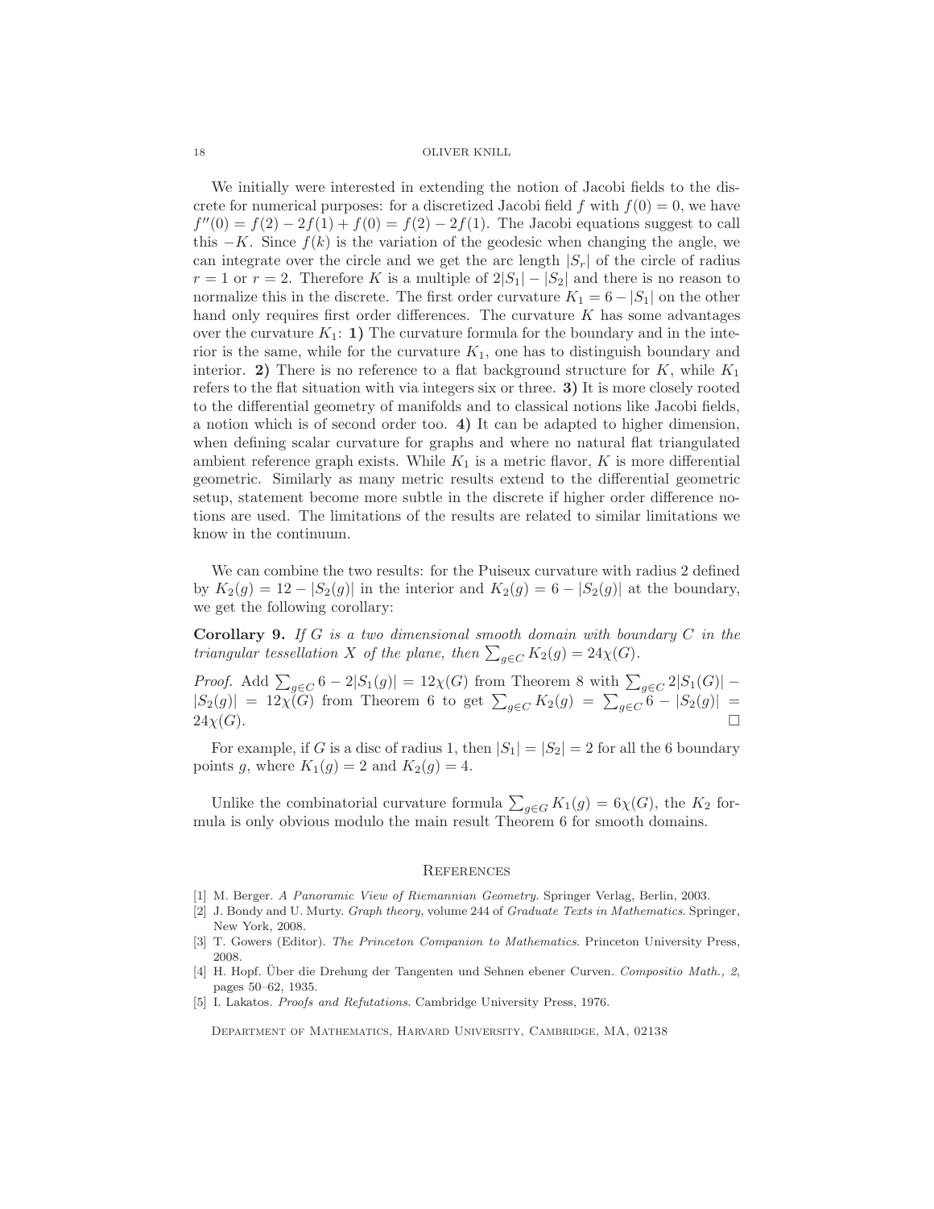We initially were interested in extending the notion of Jacobi fields to the discrete for numerical purposes: for a discretized Jacobi field $f$ with $f(0) = 0$, we have $f''(0) = f(2) - 2f(1) + f(0) = f(2) - 2f(1)$. The Jacobi equations suggest to call this $-K$. Since $f(k)$ is the variation of the geodesic when changing the angle, we can integrate over the circle and we get the arc length $|S_r|$ of the circle of radius $r = 1$ or $r = 2$. Therefore $K$ is a multiple of $2|S_1| - |S_2|$ and there is no reason to normalize this in the discrete. The first order curvature $K_1 = 6 - |S_1|$ on the other hand only requires first order differences. The curvature $K$ has some advantages over the curvature $K_1$: **1)** The curvature formula for the boundary and in the interior is the same, while for the curvature $K_1$, one has to distinguish boundary and interior. **2)** There is no reference to a flat background structure for $K$, while $K_1$ refers to the flat situation with via integers six or three. **3)** It is more closely rooted to the differential geometry of manifolds and to classical notions like Jacobi fields, a notion which is of second order too. **4)** It can be adapted to higher dimension, when defining scalar curvature for graphs and where no natural flat triangulated ambient reference graph exists. While $K_1$ is a metric flavor, $K$ is more differential geometric. Similarly as many metric results extend to the differential geometric setup, statement become more subtle in the discrete if higher order difference notions are used. The limitations of the results are related to similar limitations we know in the continuum.

We can combine the two results: for the Puiseux curvature with radius 2 defined by $K_2(g) = 12 - |S_2(g)|$ in the interior and $K_2(g) = 6 - |S_2(g)|$ at the boundary, we get the following corollary:

**Corollary 9.** *If $G$ is a two dimensional smooth domain with boundary $C$ in the triangular tessellation $X$ of the plane, then $\sum_{g \in C} K_2(g) = 24\chi(G)$.*

*Proof.* Add $\sum_{g \in C} 6 - 2|S_1(g)| = 12\chi(G)$ from Theorem 8 with $\sum_{g \in C} 2|S_1(G)| - |S_2(g)| = 12\chi(G)$ from Theorem 6 to get $\sum_{g \in C} K_2(g) = \sum_{g \in C} 6 - |S_2(g)| = 24\chi(G)$. □

For example, if $G$ is a disc of radius 1, then $|S_1| = |S_2| = 2$ for all the 6 boundary points $g$, where $K_1(g) = 2$ and $K_2(g) = 4$.

Unlike the combinatorial curvature formula $\sum_{g \in G} K_1(g) = 6\chi(G)$, the $K_2$ formula is only obvious modulo the main result Theorem 6 for smooth domains.

## References

[1] M. Berger. *A Panoramic View of Riemannian Geometry*. Springer Verlag, Berlin, 2003.

[2] J. Bondy and U. Murty. *Graph theory*, volume 244 of *Graduate Texts in Mathematics*. Springer, New York, 2008.

[3] T. Gowers (Editor). *The Princeton Companion to Mathematics*. Princeton University Press, 2008.

[4] H. Hopf. Über die Drehung der Tangenten und Sehnen ebener Curven. *Compositio Math., 2*, pages 50–62, 1935.

[5] I. Lakatos. *Proofs and Refutations*. Cambridge University Press, 1976.

Department of Mathematics, Harvard University, Cambridge, MA, 02138